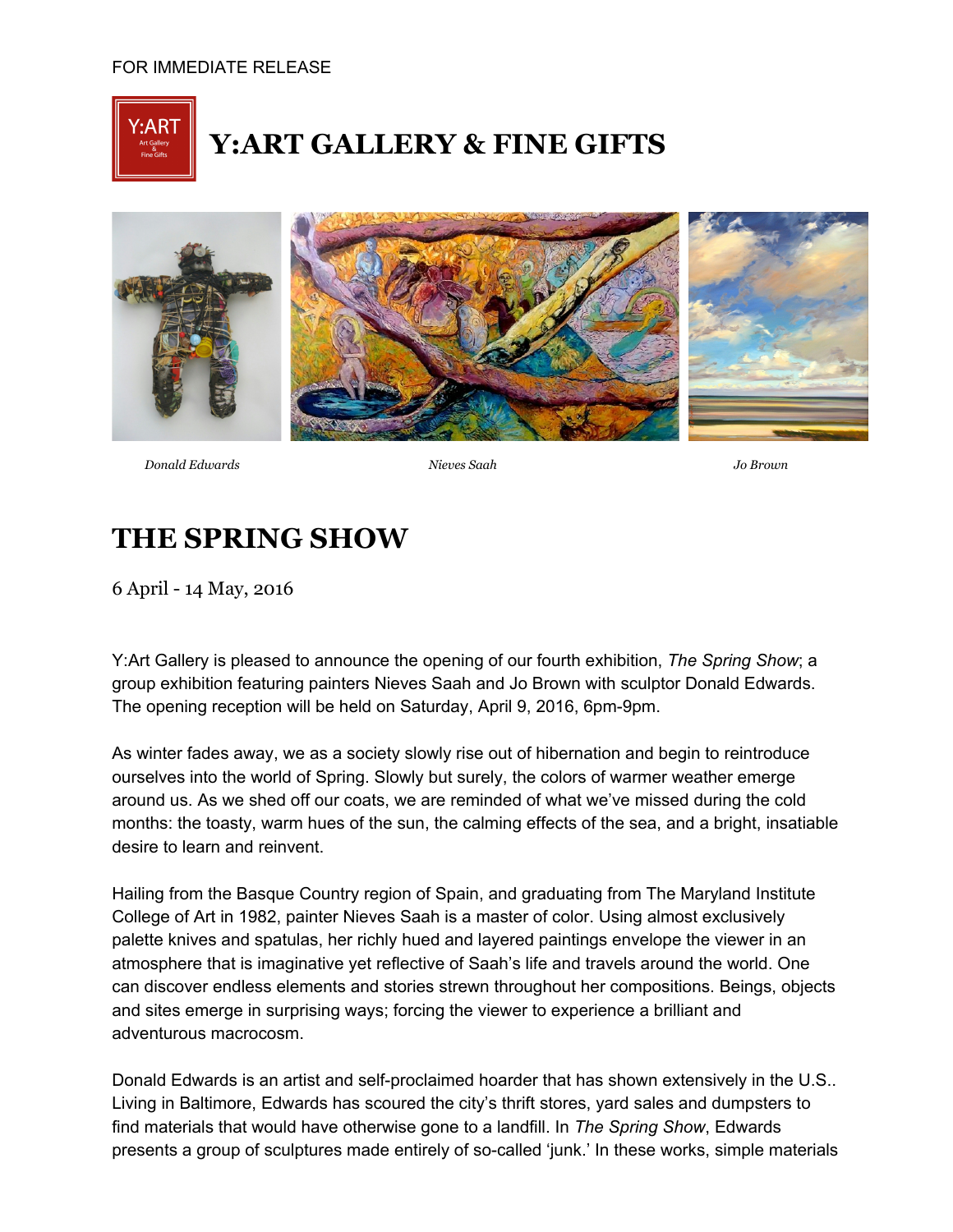FOR IMMEDIATE RELEASE

# Y:ART GALLERY & FINE GIFTS

*Donald Edwards* *Nieves Saah* *Jo Brown*

## THE SPRING SHOW

6 April - 14 May, 2016

Y:Art Gallery is pleased to announce the opening of our fourth exhibition, *The Spring Show*; a group exhibition featuring painters Nieves Saah and Jo Brown with sculptor Donald Edwards. The opening reception will be held on Saturday, April 9, 2016, 6pm-9pm.

As winter fades away, we as a society slowly rise out of hibernation and begin to reintroduce ourselves into the world of Spring. Slowly but surely, the colors of warmer weather emerge around us. As we shed off our coats, we are reminded of what we've missed during the cold months: the toasty, warm hues of the sun, the calming effects of the sea, and a bright, insatiable desire to learn and reinvent.

Hailing from the Basque Country region of Spain, and graduating from The Maryland Institute College of Art in 1982, painter Nieves Saah is a master of color. Using almost exclusively palette knives and spatulas, her richly hued and layered paintings envelope the viewer in an atmosphere that is imaginative yet reflective of Saah's life and travels around the world. One can discover endless elements and stories strewn throughout her compositions. Beings, objects and sites emerge in surprising ways; forcing the viewer to experience a brilliant and adventurous macrocosm.

Donald Edwards is an artist and self-proclaimed hoarder that has shown extensively in the U.S.. Living in Baltimore, Edwards has scoured the city's thrift stores, yard sales and dumpsters to find materials that would have otherwise gone to a landfill. In *The Spring Show*, Edwards presents a group of sculptures made entirely of so-called 'junk.' In these works, simple materials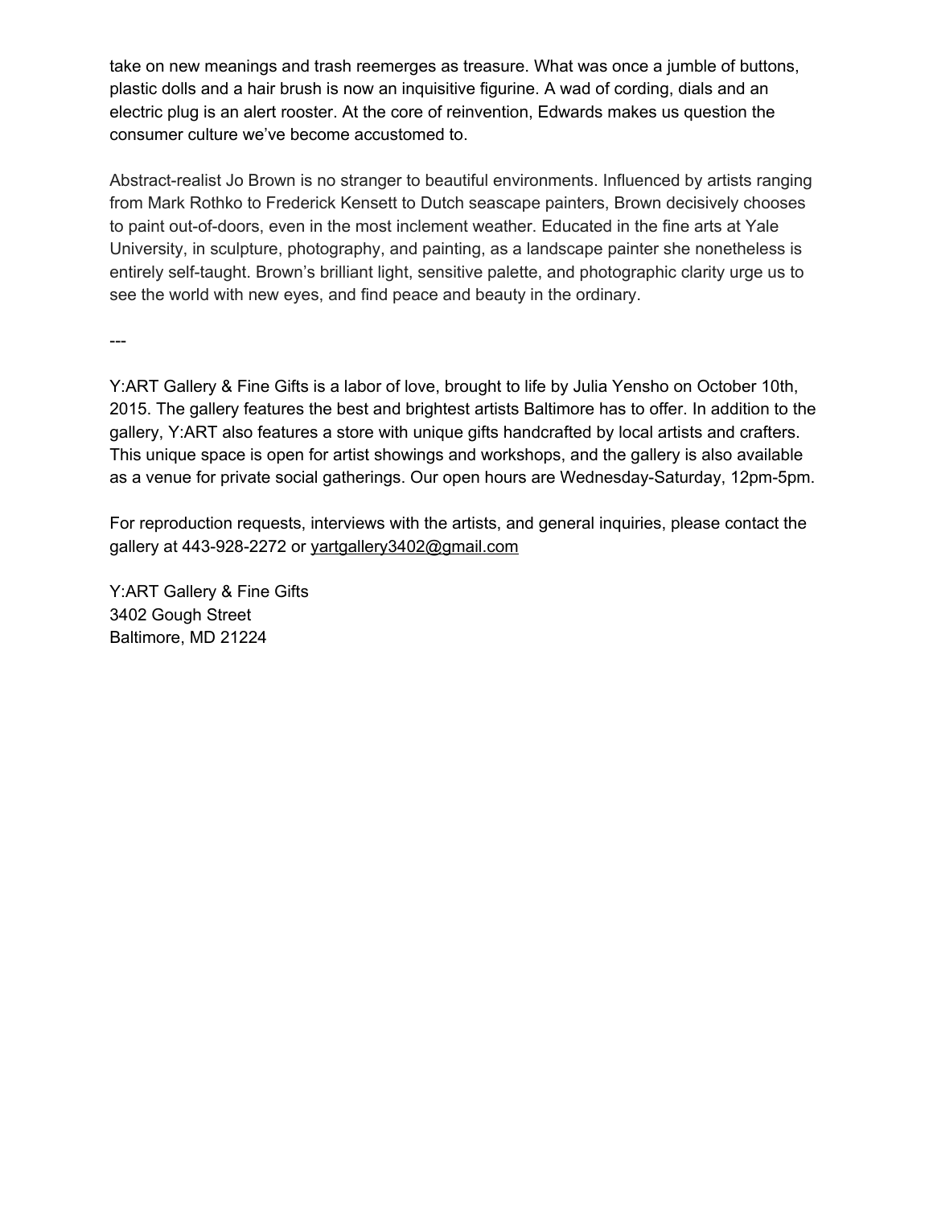take on new meanings and trash reemerges as treasure. What was once a jumble of buttons, plastic dolls and a hair brush is now an inquisitive figurine. A wad of cording, dials and an electric plug is an alert rooster. At the core of reinvention, Edwards makes us question the consumer culture we've become accustomed to.

Abstract-realist Jo Brown is no stranger to beautiful environments. Influenced by artists ranging from Mark Rothko to Frederick Kensett to Dutch seascape painters, Brown decisively chooses to paint out-of-doors, even in the most inclement weather. Educated in the fine arts at Yale University, in sculpture, photography, and painting, as a landscape painter she nonetheless is entirely self-taught. Brown's brilliant light, sensitive palette, and photographic clarity urge us to see the world with new eyes, and find peace and beauty in the ordinary.

---

Y:ART Gallery & Fine Gifts is a labor of love, brought to life by Julia Yensho on October 10th, 2015. The gallery features the best and brightest artists Baltimore has to offer. In addition to the gallery, Y:ART also features a store with unique gifts handcrafted by local artists and crafters. This unique space is open for artist showings and workshops, and the gallery is also available as a venue for private social gatherings. Our open hours are Wednesday-Saturday, 12pm-5pm.

For reproduction requests, interviews with the artists, and general inquiries, please contact the gallery at 443-928-2272 or yartgallery3402@gmail.com

Y:ART Gallery & Fine Gifts
3402 Gough Street
Baltimore, MD 21224